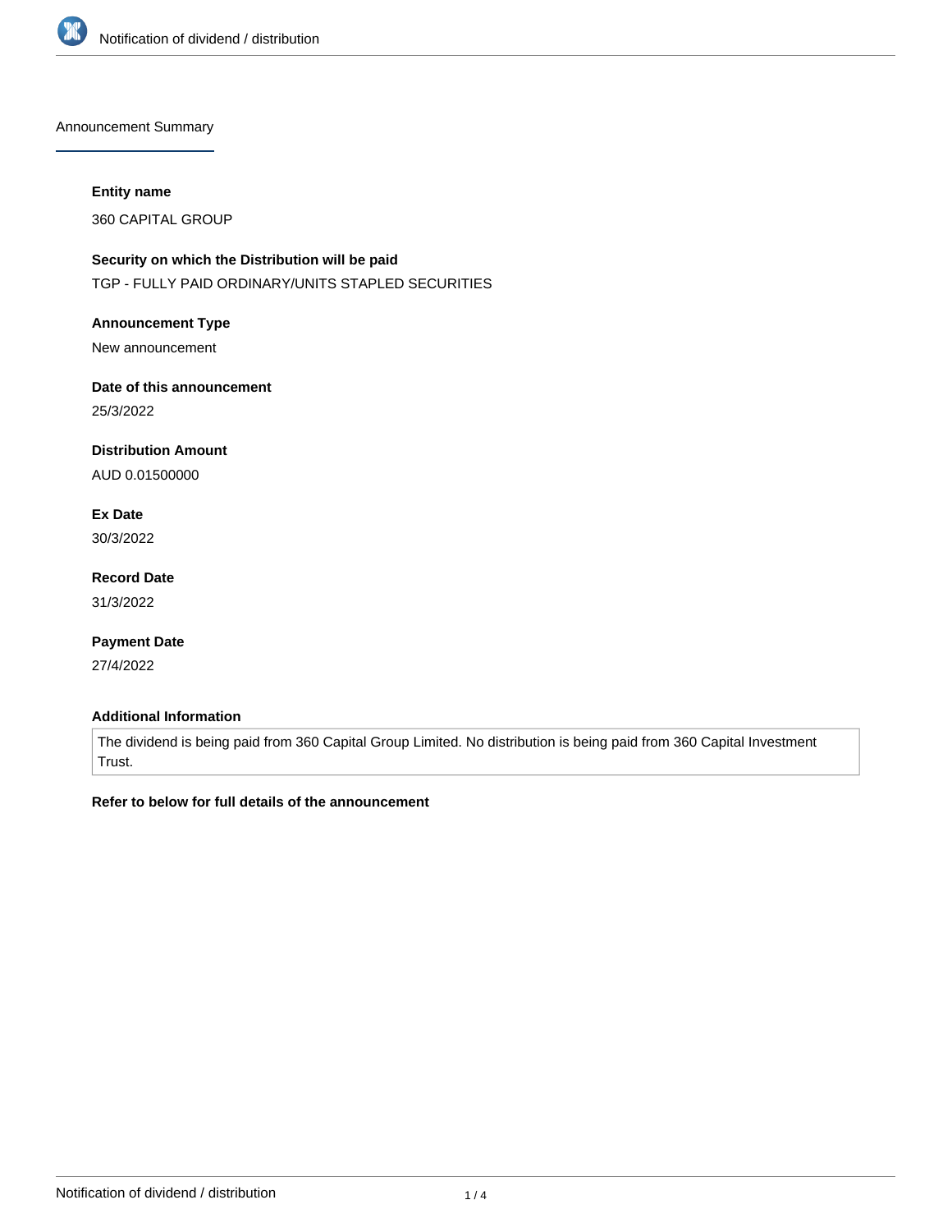Announcement Summary

**Entity name**

360 CAPITAL GROUP

**Security on which the Distribution will be paid**

TGP - FULLY PAID ORDINARY/UNITS STAPLED SECURITIES

**Announcement Type**

New announcement

**Date of this announcement**

25/3/2022

**Distribution Amount**

AUD 0.01500000

**Ex Date**

30/3/2022

**Record Date**

31/3/2022

**Payment Date**

27/4/2022

**Additional Information**

The dividend is being paid from 360 Capital Group Limited. No distribution is being paid from 360 Capital Investment Trust.

**Refer to below for full details of the announcement**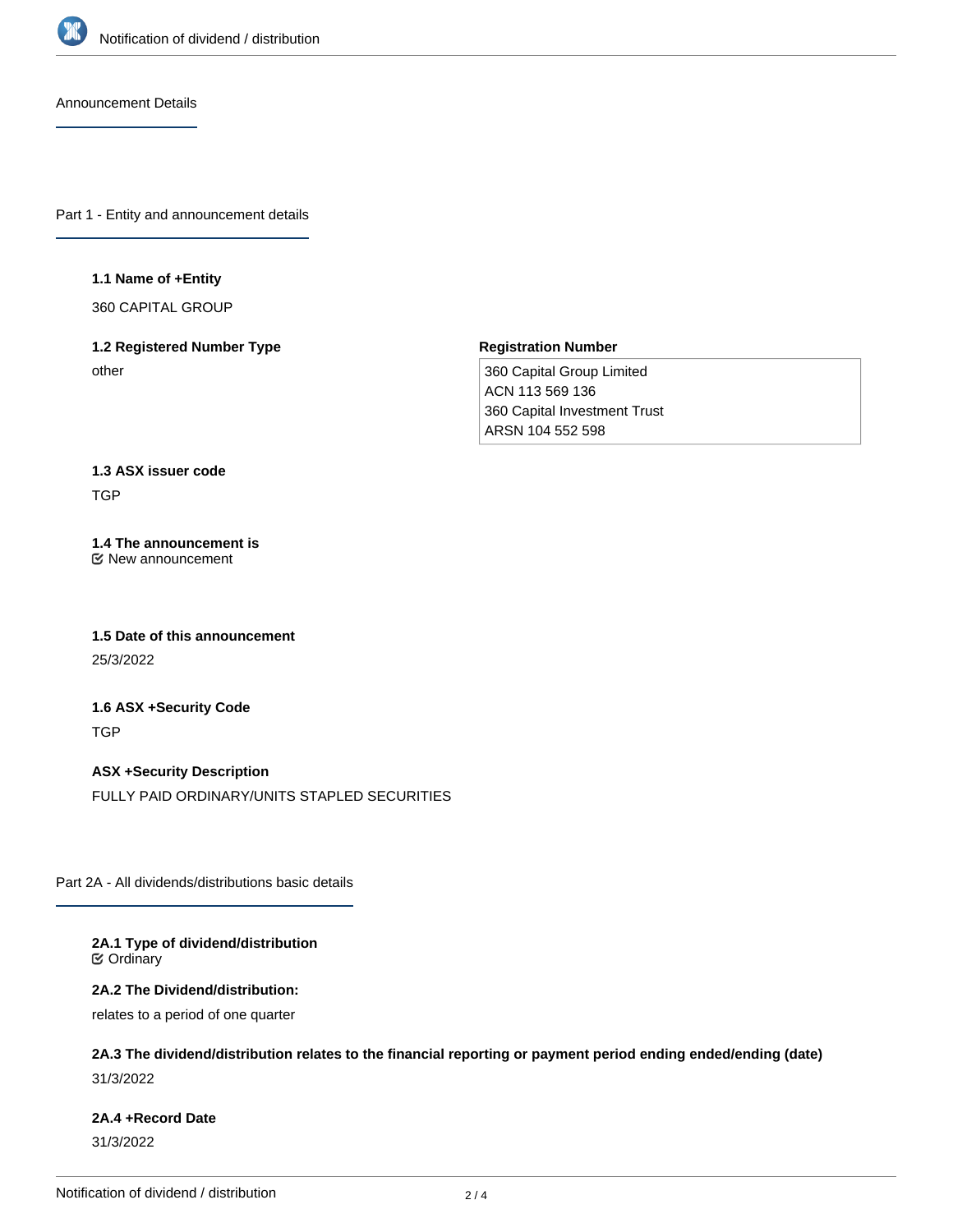## Announcement Details

### Part 1 - Entity and announcement details

**1.1 Name of +Entity**

360 CAPITAL GROUP

**1.2 Registered Number Type**

other

**Registration Number**

360 Capital Group Limited
ACN 113 569 136
360 Capital Investment Trust
ARSN 104 552 598

**1.3 ASX issuer code**

TGP

**1.4 The announcement is**

☑ New announcement

**1.5 Date of this announcement**

25/3/2022

**1.6 ASX +Security Code**

TGP

**ASX +Security Description**

FULLY PAID ORDINARY/UNITS STAPLED SECURITIES

### Part 2A - All dividends/distributions basic details

**2A.1 Type of dividend/distribution**

☑ Ordinary

**2A.2 The Dividend/distribution:**

relates to a period of one quarter

**2A.3 The dividend/distribution relates to the financial reporting or payment period ending ended/ending (date)**

31/3/2022

**2A.4 +Record Date**

31/3/2022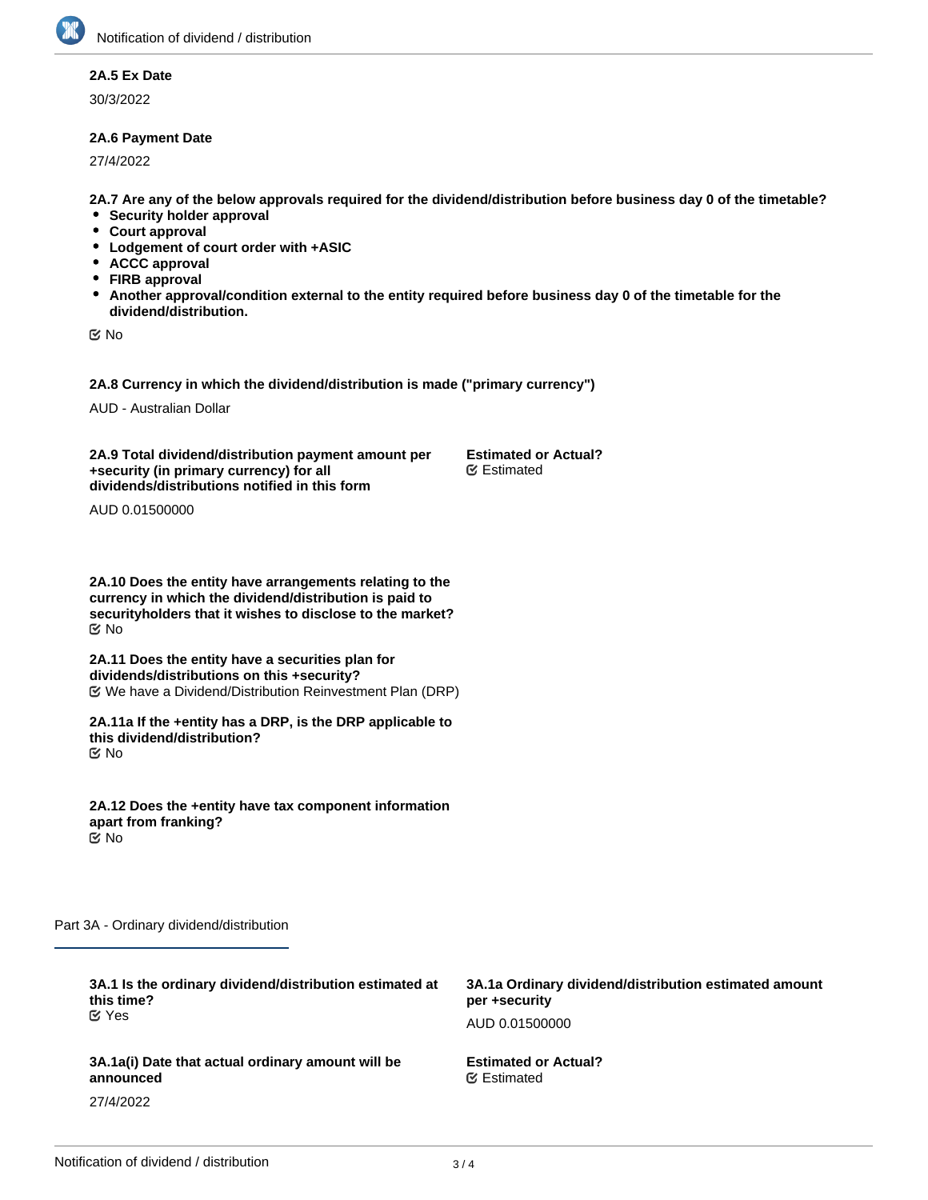**2A.5 Ex Date**

30/3/2022

**2A.6 Payment Date**

27/4/2022

**2A.7 Are any of the below approvals required for the dividend/distribution before business day 0 of the timetable?**

- **Security holder approval**
- **Court approval**
- **Lodgement of court order with +ASIC**
- **ACCC approval**
- **FIRB approval**
- **Another approval/condition external to the entity required before business day 0 of the timetable for the dividend/distribution.**

☑ No

**2A.8 Currency in which the dividend/distribution is made ("primary currency")**

AUD - Australian Dollar

**2A.9 Total dividend/distribution payment amount per +security (in primary currency) for all dividends/distributions notified in this form**

AUD 0.01500000

**Estimated or Actual?**
☑ Estimated

**2A.10 Does the entity have arrangements relating to the currency in which the dividend/distribution is paid to securityholders that it wishes to disclose to the market?**
☑ No

**2A.11 Does the entity have a securities plan for dividends/distributions on this +security?**
☑ We have a Dividend/Distribution Reinvestment Plan (DRP)

**2A.11a If the +entity has a DRP, is the DRP applicable to this dividend/distribution?**
☑ No

**2A.12 Does the +entity have tax component information apart from franking?**
☑ No

## Part 3A - Ordinary dividend/distribution

**3A.1 Is the ordinary dividend/distribution estimated at this time?**
☑ Yes

**3A.1a Ordinary dividend/distribution estimated amount per +security**

AUD 0.01500000

**3A.1a(i) Date that actual ordinary amount will be announced**

27/4/2022

**Estimated or Actual?**
☑ Estimated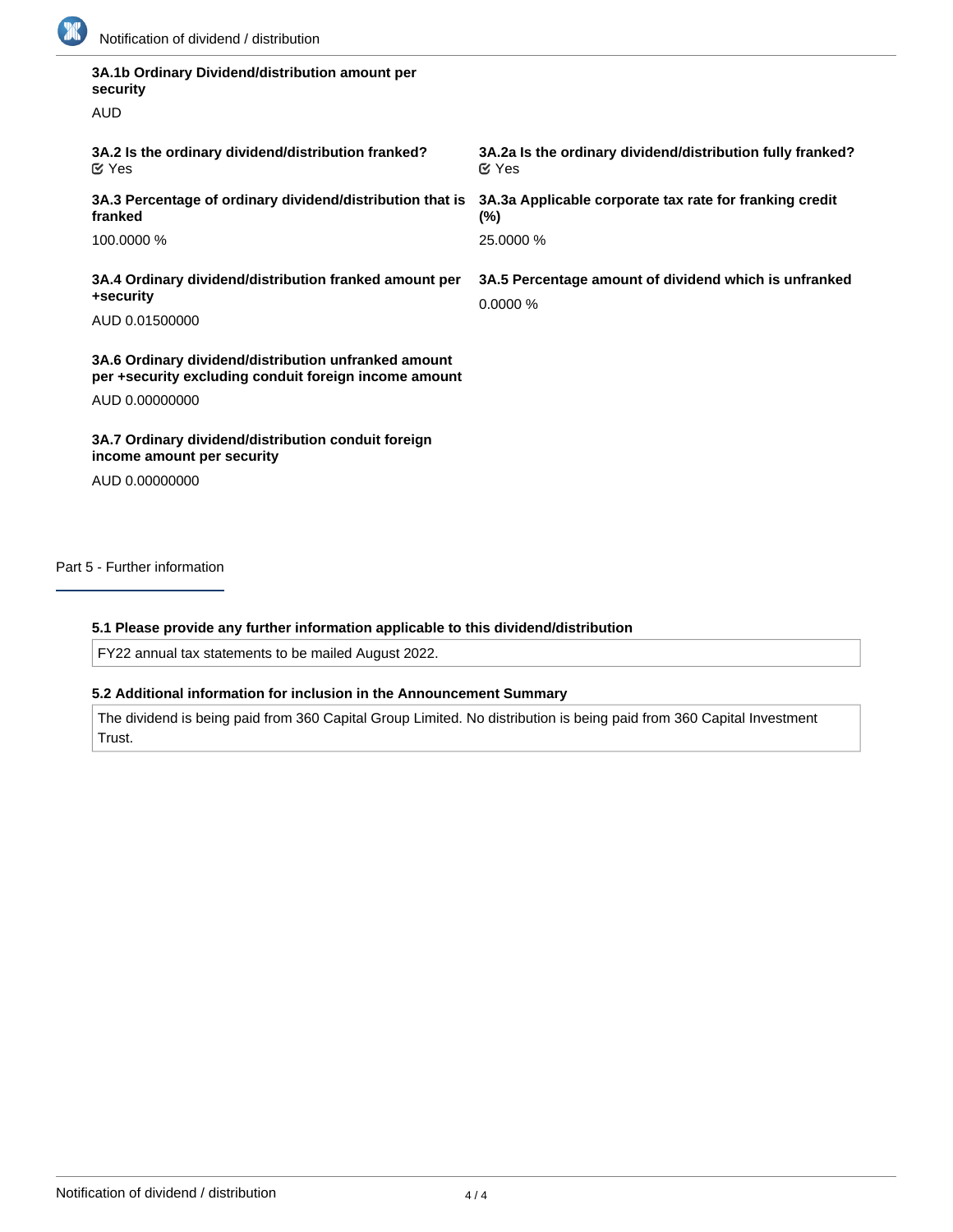**3A.1b Ordinary Dividend/distribution amount per security**

AUD

**3A.2 Is the ordinary dividend/distribution franked?**
☑ Yes

**3A.2a Is the ordinary dividend/distribution fully franked?**
☑ Yes

**3A.3 Percentage of ordinary dividend/distribution that is franked**

100.0000 %

**3A.3a Applicable corporate tax rate for franking credit (%)**

25.0000 %

**3A.4 Ordinary dividend/distribution franked amount per +security**

AUD 0.01500000

**3A.5 Percentage amount of dividend which is unfranked**

0.0000 %

**3A.6 Ordinary dividend/distribution unfranked amount per +security excluding conduit foreign income amount**

AUD 0.00000000

**3A.7 Ordinary dividend/distribution conduit foreign income amount per security**

AUD 0.00000000

## Part 5 - Further information

**5.1 Please provide any further information applicable to this dividend/distribution**

FY22 annual tax statements to be mailed August 2022.

**5.2 Additional information for inclusion in the Announcement Summary**

The dividend is being paid from 360 Capital Group Limited. No distribution is being paid from 360 Capital Investment Trust.